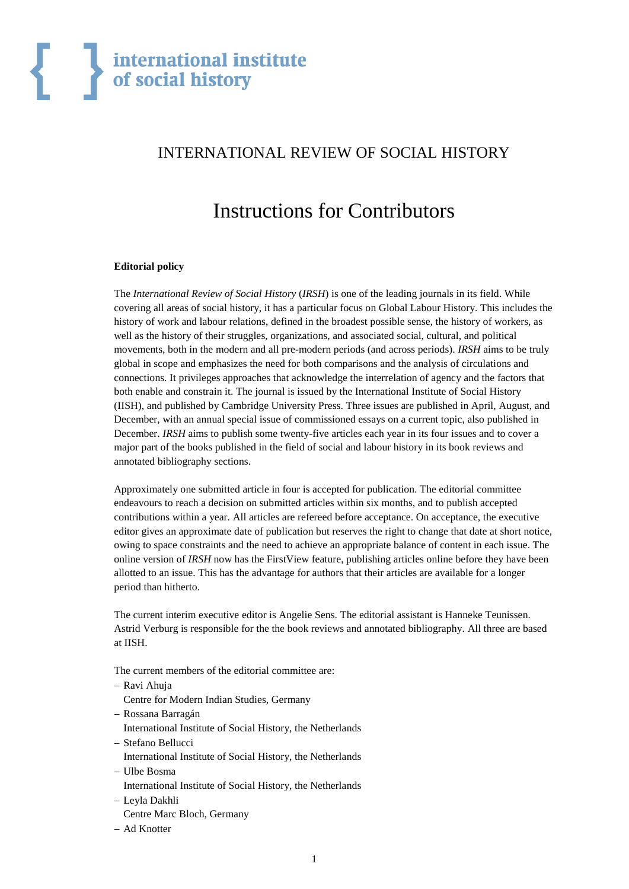international institute
of social history

# INTERNATIONAL REVIEW OF SOCIAL HISTORY

## Instructions for Contributors

**Editorial policy**

The *International Review of Social History* (*IRSH*) is one of the leading journals in its field. While covering all areas of social history, it has a particular focus on Global Labour History. This includes the history of work and labour relations, defined in the broadest possible sense, the history of workers, as well as the history of their struggles, organizations, and associated social, cultural, and political movements, both in the modern and all pre-modern periods (and across periods). *IRSH* aims to be truly global in scope and emphasizes the need for both comparisons and the analysis of circulations and connections. It privileges approaches that acknowledge the interrelation of agency and the factors that both enable and constrain it. The journal is issued by the International Institute of Social History (IISH), and published by Cambridge University Press. Three issues are published in April, August, and December, with an annual special issue of commissioned essays on a current topic, also published in December. *IRSH* aims to publish some twenty-five articles each year in its four issues and to cover a major part of the books published in the field of social and labour history in its book reviews and annotated bibliography sections.

Approximately one submitted article in four is accepted for publication. The editorial committee endeavours to reach a decision on submitted articles within six months, and to publish accepted contributions within a year. All articles are refereed before acceptance. On acceptance, the executive editor gives an approximate date of publication but reserves the right to change that date at short notice, owing to space constraints and the need to achieve an appropriate balance of content in each issue. The online version of *IRSH* now has the FirstView feature, publishing articles online before they have been allotted to an issue. This has the advantage for authors that their articles are available for a longer period than hitherto.

The current interim executive editor is Angelie Sens. The editorial assistant is Hanneke Teunissen. Astrid Verburg is responsible for the the book reviews and annotated bibliography. All three are based at IISH.

The current members of the editorial committee are:

- Ravi Ahuja
  Centre for Modern Indian Studies, Germany
- Rossana Barragán
  International Institute of Social History, the Netherlands
- Stefano Bellucci
  International Institute of Social History, the Netherlands
- Ulbe Bosma
  International Institute of Social History, the Netherlands
- Leyla Dakhli
  Centre Marc Bloch, Germany
- Ad Knotter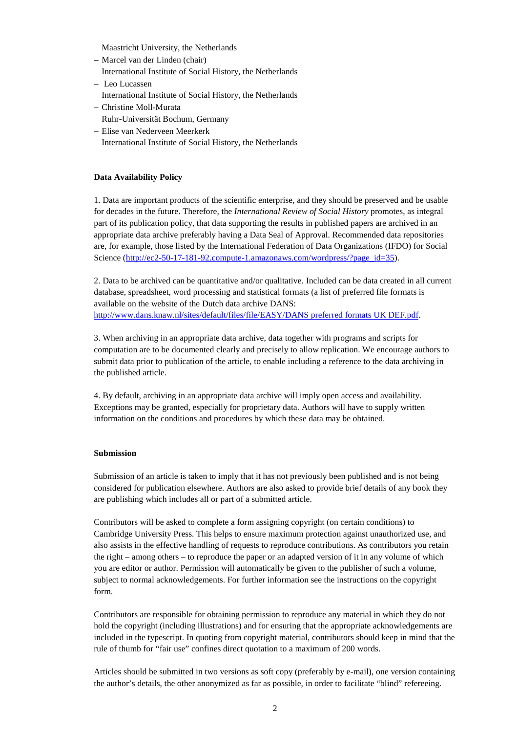Maastricht University, the Netherlands
- Marcel van der Linden (chair)
  International Institute of Social History, the Netherlands
- Leo Lucassen
  International Institute of Social History, the Netherlands
- Christine Moll-Murata
  Ruhr-Universität Bochum, Germany
- Elise van Nederveen Meerkerk
  International Institute of Social History, the Netherlands

**Data Availability Policy**

1. Data are important products of the scientific enterprise, and they should be preserved and be usable for decades in the future. Therefore, the *International Review of Social History* promotes, as integral part of its publication policy, that data supporting the results in published papers are archived in an appropriate data archive preferably having a Data Seal of Approval. Recommended data repositories are, for example, those listed by the International Federation of Data Organizations (IFDO) for Social Science (http://ec2-50-17-181-92.compute-1.amazonaws.com/wordpress/?page_id=35).

2. Data to be archived can be quantitative and/or qualitative. Included can be data created in all current database, spreadsheet, word processing and statistical formats (a list of preferred file formats is available on the website of the Dutch data archive DANS: http://www.dans.knaw.nl/sites/default/files/file/EASY/DANS preferred formats UK DEF.pdf.

3. When archiving in an appropriate data archive, data together with programs and scripts for computation are to be documented clearly and precisely to allow replication. We encourage authors to submit data prior to publication of the article, to enable including a reference to the data archiving in the published article.

4. By default, archiving in an appropriate data archive will imply open access and availability. Exceptions may be granted, especially for proprietary data. Authors will have to supply written information on the conditions and procedures by which these data may be obtained.

**Submission**

Submission of an article is taken to imply that it has not previously been published and is not being considered for publication elsewhere. Authors are also asked to provide brief details of any book they are publishing which includes all or part of a submitted article.

Contributors will be asked to complete a form assigning copyright (on certain conditions) to Cambridge University Press. This helps to ensure maximum protection against unauthorized use, and also assists in the effective handling of requests to reproduce contributions. As contributors you retain the right – among others – to reproduce the paper or an adapted version of it in any volume of which you are editor or author. Permission will automatically be given to the publisher of such a volume, subject to normal acknowledgements. For further information see the instructions on the copyright form.

Contributors are responsible for obtaining permission to reproduce any material in which they do not hold the copyright (including illustrations) and for ensuring that the appropriate acknowledgements are included in the typescript. In quoting from copyright material, contributors should keep in mind that the rule of thumb for "fair use" confines direct quotation to a maximum of 200 words.

Articles should be submitted in two versions as soft copy (preferably by e-mail), one version containing the author's details, the other anonymized as far as possible, in order to facilitate "blind" refereeing.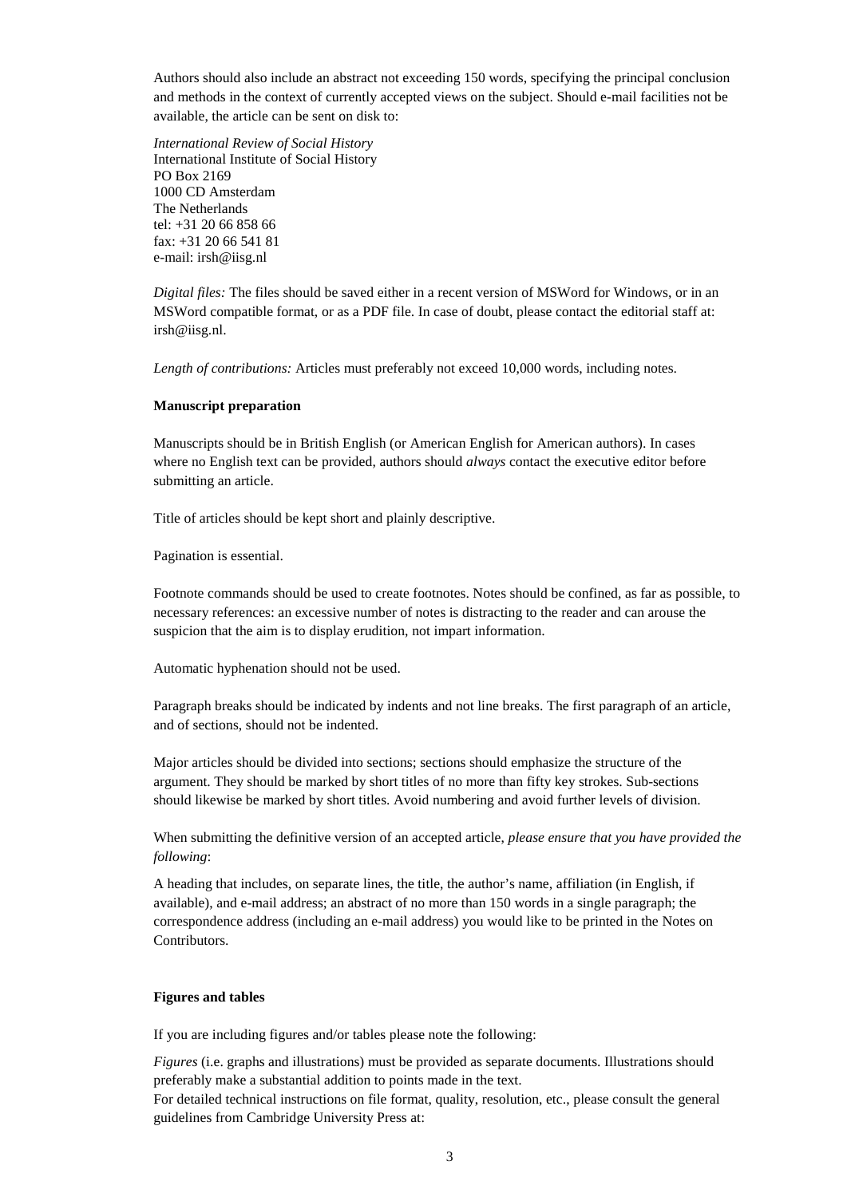Authors should also include an abstract not exceeding 150 words, specifying the principal conclusion and methods in the context of currently accepted views on the subject. Should e-mail facilities not be available, the article can be sent on disk to:

*International Review of Social History*  
International Institute of Social History  
PO Box 2169  
1000 CD Amsterdam  
The Netherlands  
tel: +31 20 66 858 66  
fax: +31 20 66 541 81  
e-mail: irsh@iisg.nl

*Digital files:* The files should be saved either in a recent version of MSWord for Windows, or in an MSWord compatible format, or as a PDF file. In case of doubt, please contact the editorial staff at: irsh@iisg.nl.

*Length of contributions:* Articles must preferably not exceed 10,000 words, including notes.

**Manuscript preparation**

Manuscripts should be in British English (or American English for American authors). In cases where no English text can be provided, authors should *always* contact the executive editor before submitting an article.

Title of articles should be kept short and plainly descriptive.

Pagination is essential.

Footnote commands should be used to create footnotes. Notes should be confined, as far as possible, to necessary references: an excessive number of notes is distracting to the reader and can arouse the suspicion that the aim is to display erudition, not impart information.

Automatic hyphenation should not be used.

Paragraph breaks should be indicated by indents and not line breaks. The first paragraph of an article, and of sections, should not be indented.

Major articles should be divided into sections; sections should emphasize the structure of the argument. They should be marked by short titles of no more than fifty key strokes. Sub-sections should likewise be marked by short titles. Avoid numbering and avoid further levels of division.

When submitting the definitive version of an accepted article, *please ensure that you have provided the following*:

A heading that includes, on separate lines, the title, the author's name, affiliation (in English, if available), and e-mail address; an abstract of no more than 150 words in a single paragraph; the correspondence address (including an e-mail address) you would like to be printed in the Notes on Contributors.

**Figures and tables**

If you are including figures and/or tables please note the following:

*Figures* (i.e. graphs and illustrations) must be provided as separate documents. Illustrations should preferably make a substantial addition to points made in the text.  
For detailed technical instructions on file format, quality, resolution, etc., please consult the general guidelines from Cambridge University Press at: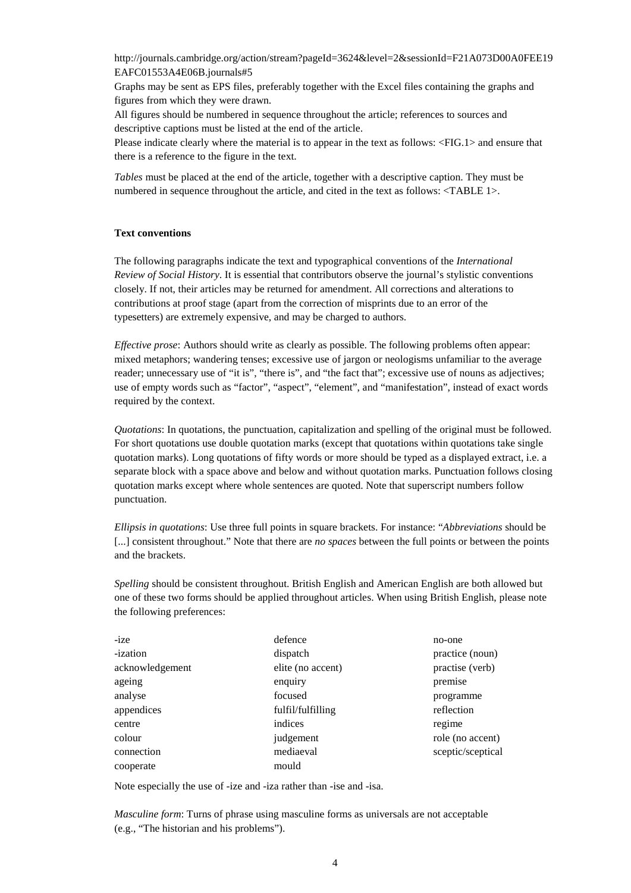http://journals.cambridge.org/action/stream?pageId=3624&level=2&sessionId=F21A073D00A0FEE19EAFC01553A4E06B.journals#5

Graphs may be sent as EPS files, preferably together with the Excel files containing the graphs and figures from which they were drawn.

All figures should be numbered in sequence throughout the article; references to sources and descriptive captions must be listed at the end of the article.

Please indicate clearly where the material is to appear in the text as follows: <FIG.1> and ensure that there is a reference to the figure in the text.

*Tables* must be placed at the end of the article, together with a descriptive caption. They must be numbered in sequence throughout the article, and cited in the text as follows: <TABLE 1>.

**Text conventions**

The following paragraphs indicate the text and typographical conventions of the *International Review of Social History*. It is essential that contributors observe the journal's stylistic conventions closely. If not, their articles may be returned for amendment. All corrections and alterations to contributions at proof stage (apart from the correction of misprints due to an error of the typesetters) are extremely expensive, and may be charged to authors.

*Effective prose*: Authors should write as clearly as possible. The following problems often appear: mixed metaphors; wandering tenses; excessive use of jargon or neologisms unfamiliar to the average reader; unnecessary use of "it is", "there is", and "the fact that"; excessive use of nouns as adjectives; use of empty words such as "factor", "aspect", "element", and "manifestation", instead of exact words required by the context.

*Quotations*: In quotations, the punctuation, capitalization and spelling of the original must be followed. For short quotations use double quotation marks (except that quotations within quotations take single quotation marks). Long quotations of fifty words or more should be typed as a displayed extract, i.e. a separate block with a space above and below and without quotation marks. Punctuation follows closing quotation marks except where whole sentences are quoted. Note that superscript numbers follow punctuation.

*Ellipsis in quotations*: Use three full points in square brackets. For instance: "*Abbreviations* should be [...] consistent throughout." Note that there are *no spaces* between the full points or between the points and the brackets.

*Spelling* should be consistent throughout. British English and American English are both allowed but one of these two forms should be applied throughout articles. When using British English, please note the following preferences:

| | | |
|---|---|---|
| -ize | defence | no-one |
| -ization | dispatch | practice (noun) |
| acknowledgement | elite (no accent) | practise (verb) |
| ageing | enquiry | premise |
| analyse | focused | programme |
| appendices | fulfil/fulfilling | reflection |
| centre | indices | regime |
| colour | judgement | role (no accent) |
| connection | mediaeval | sceptic/sceptical |
| cooperate | mould | |

Note especially the use of -ize and -iza rather than -ise and -isa.

*Masculine form*: Turns of phrase using masculine forms as universals are not acceptable (e.g., "The historian and his problems").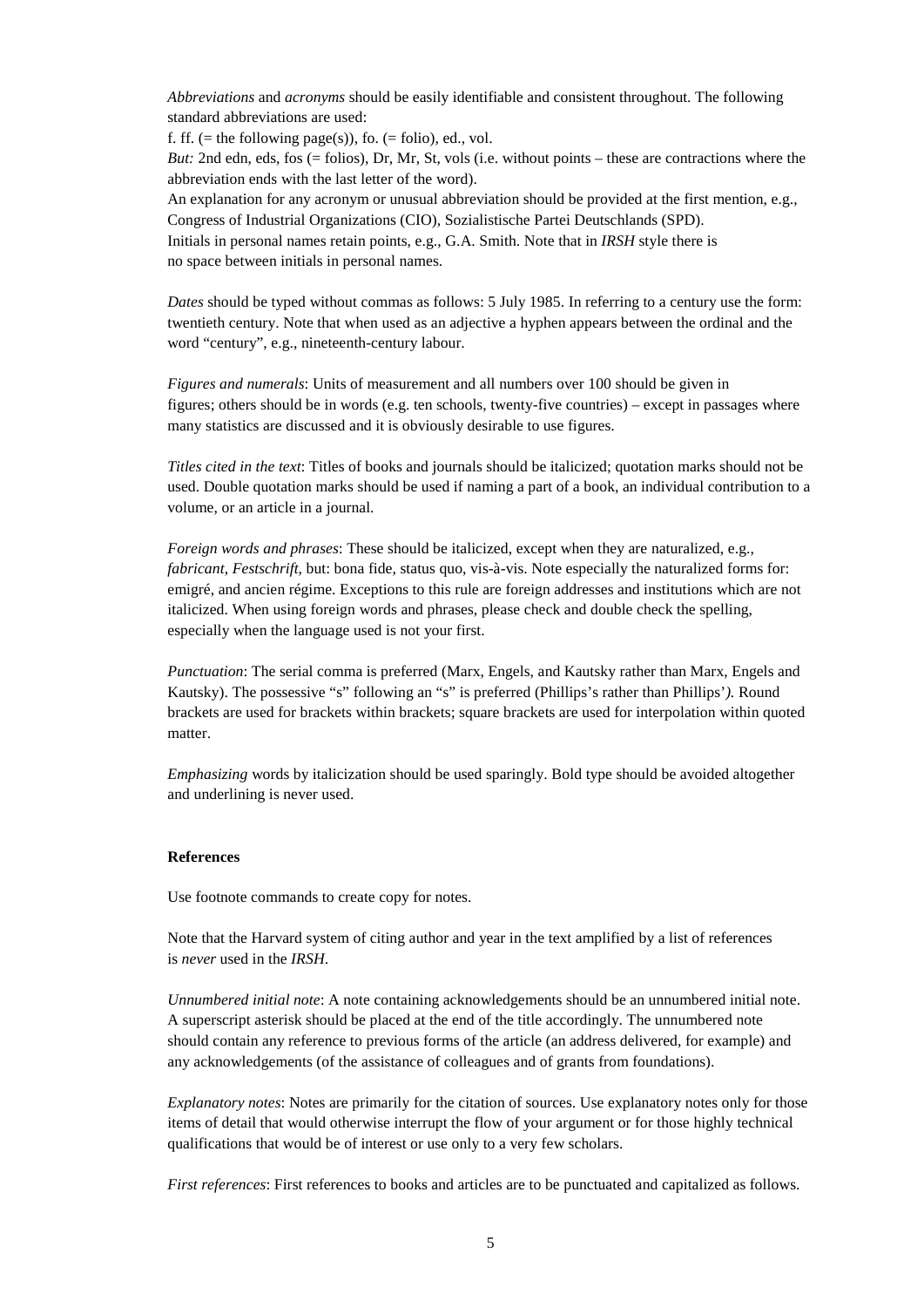*Abbreviations* and *acronyms* should be easily identifiable and consistent throughout. The following standard abbreviations are used:
f. ff. (= the following page(s)), fo. (= folio), ed., vol.
*But:* 2nd edn, eds, fos (= folios), Dr, Mr, St, vols (i.e. without points – these are contractions where the abbreviation ends with the last letter of the word).
An explanation for any acronym or unusual abbreviation should be provided at the first mention, e.g., Congress of Industrial Organizations (CIO), Sozialistische Partei Deutschlands (SPD).
Initials in personal names retain points, e.g., G.A. Smith. Note that in *IRSH* style there is no space between initials in personal names.

*Dates* should be typed without commas as follows: 5 July 1985. In referring to a century use the form: twentieth century. Note that when used as an adjective a hyphen appears between the ordinal and the word "century", e.g., nineteenth-century labour.

*Figures and numerals*: Units of measurement and all numbers over 100 should be given in figures; others should be in words (e.g. ten schools, twenty-five countries) – except in passages where many statistics are discussed and it is obviously desirable to use figures.

*Titles cited in the text*: Titles of books and journals should be italicized; quotation marks should not be used. Double quotation marks should be used if naming a part of a book, an individual contribution to a volume, or an article in a journal.

*Foreign words and phrases*: These should be italicized, except when they are naturalized, e.g., *fabricant*, *Festschrift*, but: bona fide, status quo, vis-à-vis. Note especially the naturalized forms for: emigré, and ancien régime. Exceptions to this rule are foreign addresses and institutions which are not italicized. When using foreign words and phrases, please check and double check the spelling, especially when the language used is not your first.

*Punctuation*: The serial comma is preferred (Marx, Engels, and Kautsky rather than Marx, Engels and Kautsky). The possessive "s" following an "s" is preferred (Phillips's rather than Phillips'*).* Round brackets are used for brackets within brackets; square brackets are used for interpolation within quoted matter.

*Emphasizing* words by italicization should be used sparingly. Bold type should be avoided altogether and underlining is never used.

**References**

Use footnote commands to create copy for notes.

Note that the Harvard system of citing author and year in the text amplified by a list of references is *never* used in the *IRSH*.

*Unnumbered initial note*: A note containing acknowledgements should be an unnumbered initial note. A superscript asterisk should be placed at the end of the title accordingly. The unnumbered note should contain any reference to previous forms of the article (an address delivered, for example) and any acknowledgements (of the assistance of colleagues and of grants from foundations).

*Explanatory notes*: Notes are primarily for the citation of sources. Use explanatory notes only for those items of detail that would otherwise interrupt the flow of your argument or for those highly technical qualifications that would be of interest or use only to a very few scholars.

*First references*: First references to books and articles are to be punctuated and capitalized as follows.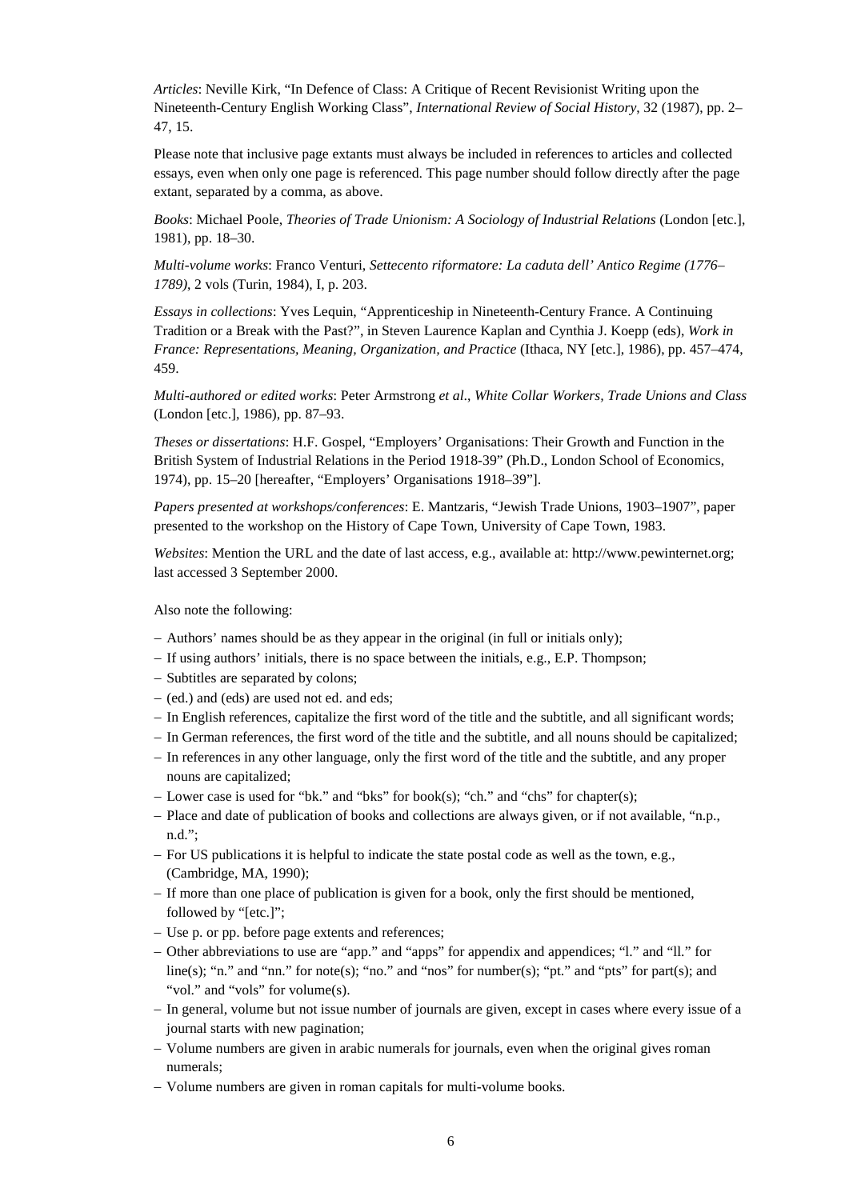*Articles*: Neville Kirk, "In Defence of Class: A Critique of Recent Revisionist Writing upon the Nineteenth-Century English Working Class", *International Review of Social History*, 32 (1987), pp. 2–47, 15.

Please note that inclusive page extants must always be included in references to articles and collected essays, even when only one page is referenced. This page number should follow directly after the page extant, separated by a comma, as above.

*Books*: Michael Poole, *Theories of Trade Unionism: A Sociology of Industrial Relations* (London [etc.], 1981), pp. 18–30.

*Multi-volume works*: Franco Venturi, *Settecento riformatore: La caduta dell' Antico Regime (1776–1789)*, 2 vols (Turin, 1984), I, p. 203.

*Essays in collections*: Yves Lequin, "Apprenticeship in Nineteenth-Century France. A Continuing Tradition or a Break with the Past?", in Steven Laurence Kaplan and Cynthia J. Koepp (eds), *Work in France: Representations, Meaning, Organization, and Practice* (Ithaca, NY [etc.], 1986), pp. 457–474, 459.

*Multi-authored or edited works*: Peter Armstrong *et al*., *White Collar Workers, Trade Unions and Class* (London [etc.], 1986), pp. 87–93.

*Theses or dissertations*: H.F. Gospel, "Employers' Organisations: Their Growth and Function in the British System of Industrial Relations in the Period 1918-39" (Ph.D., London School of Economics, 1974), pp. 15–20 [hereafter, "Employers' Organisations 1918–39"].

*Papers presented at workshops/conferences*: E. Mantzaris, "Jewish Trade Unions, 1903–1907", paper presented to the workshop on the History of Cape Town, University of Cape Town, 1983.

*Websites*: Mention the URL and the date of last access, e.g., available at: http://www.pewinternet.org; last accessed 3 September 2000.

Also note the following:

- Authors' names should be as they appear in the original (in full or initials only);
- If using authors' initials, there is no space between the initials, e.g., E.P. Thompson;
- Subtitles are separated by colons;
- (ed.) and (eds) are used not ed. and eds;
- In English references, capitalize the first word of the title and the subtitle, and all significant words;
- In German references, the first word of the title and the subtitle, and all nouns should be capitalized;
- In references in any other language, only the first word of the title and the subtitle, and any proper nouns are capitalized;
- Lower case is used for "bk." and "bks" for book(s); "ch." and "chs" for chapter(s);
- Place and date of publication of books and collections are always given, or if not available, "n.p., n.d.";
- For US publications it is helpful to indicate the state postal code as well as the town, e.g., (Cambridge, MA, 1990);
- If more than one place of publication is given for a book, only the first should be mentioned, followed by "[etc.]";
- Use p. or pp. before page extents and references;
- Other abbreviations to use are "app." and "apps" for appendix and appendices; "l." and "ll." for line(s); "n." and "nn." for note(s); "no." and "nos" for number(s); "pt." and "pts" for part(s); and "vol." and "vols" for volume(s).
- In general, volume but not issue number of journals are given, except in cases where every issue of a journal starts with new pagination;
- Volume numbers are given in arabic numerals for journals, even when the original gives roman numerals;
- Volume numbers are given in roman capitals for multi-volume books.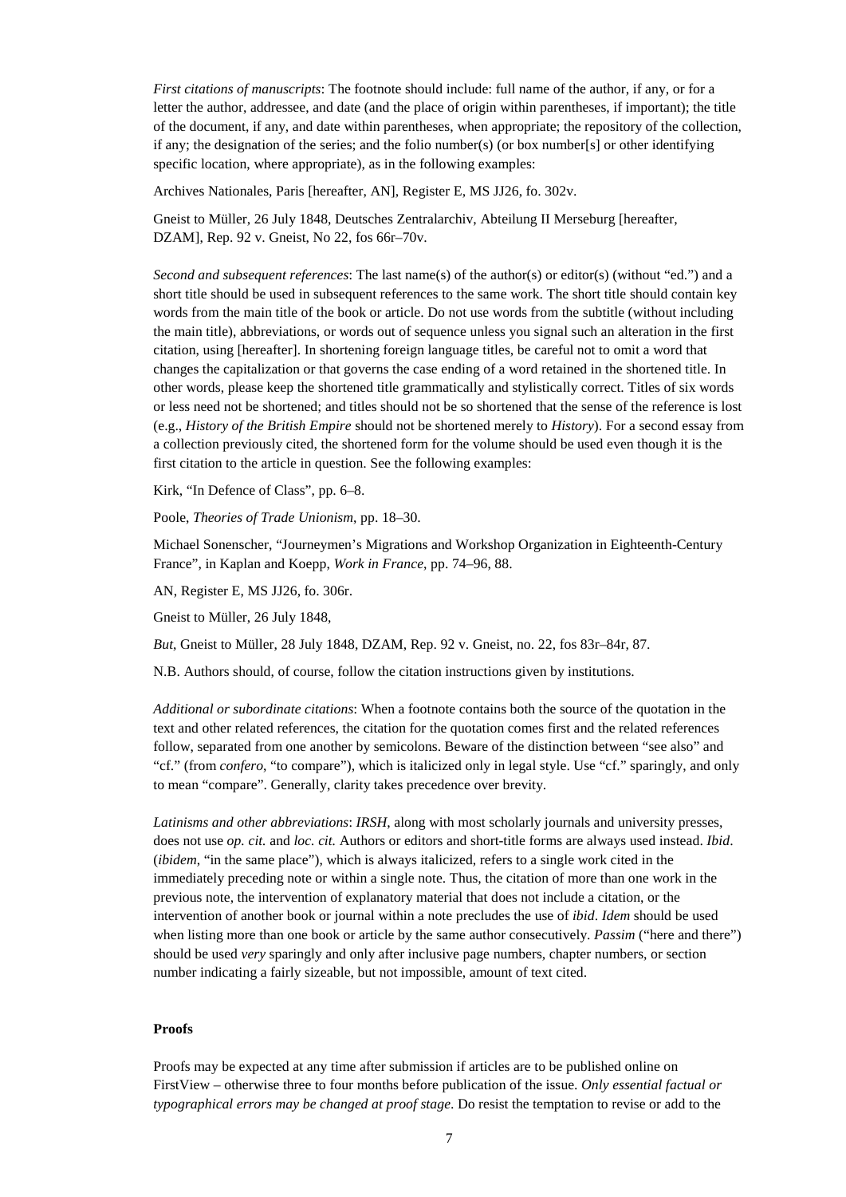*First citations of manuscripts*: The footnote should include: full name of the author, if any, or for a letter the author, addressee, and date (and the place of origin within parentheses, if important); the title of the document, if any, and date within parentheses, when appropriate; the repository of the collection, if any; the designation of the series; and the folio number(s) (or box number[s] or other identifying specific location, where appropriate), as in the following examples:

Archives Nationales, Paris [hereafter, AN], Register E, MS JJ26, fo. 302v.

Gneist to Müller, 26 July 1848, Deutsches Zentralarchiv, Abteilung II Merseburg [hereafter, DZAM], Rep. 92 v. Gneist, No 22, fos 66r–70v.

*Second and subsequent references*: The last name(s) of the author(s) or editor(s) (without "ed.") and a short title should be used in subsequent references to the same work. The short title should contain key words from the main title of the book or article. Do not use words from the subtitle (without including the main title), abbreviations, or words out of sequence unless you signal such an alteration in the first citation, using [hereafter]. In shortening foreign language titles, be careful not to omit a word that changes the capitalization or that governs the case ending of a word retained in the shortened title. In other words, please keep the shortened title grammatically and stylistically correct. Titles of six words or less need not be shortened; and titles should not be so shortened that the sense of the reference is lost (e.g., *History of the British Empire* should not be shortened merely to *History*). For a second essay from a collection previously cited, the shortened form for the volume should be used even though it is the first citation to the article in question. See the following examples:

Kirk, "In Defence of Class", pp. 6–8.

Poole, *Theories of Trade Unionism*, pp. 18–30.

Michael Sonenscher, "Journeymen's Migrations and Workshop Organization in Eighteenth-Century France", in Kaplan and Koepp, *Work in France*, pp. 74–96, 88.

AN, Register E, MS JJ26, fo. 306r.

Gneist to Müller, 26 July 1848,

*But*, Gneist to Müller, 28 July 1848, DZAM, Rep. 92 v. Gneist, no. 22, fos 83r–84r, 87.

N.B. Authors should, of course, follow the citation instructions given by institutions.

*Additional or subordinate citations*: When a footnote contains both the source of the quotation in the text and other related references, the citation for the quotation comes first and the related references follow, separated from one another by semicolons. Beware of the distinction between "see also" and "cf." (from *confero*, "to compare"), which is italicized only in legal style. Use "cf." sparingly, and only to mean "compare". Generally, clarity takes precedence over brevity.

*Latinisms and other abbreviations*: *IRSH*, along with most scholarly journals and university presses, does not use *op. cit.* and *loc. cit.* Authors or editors and short-title forms are always used instead. *Ibid*. (*ibidem*, "in the same place"), which is always italicized, refers to a single work cited in the immediately preceding note or within a single note. Thus, the citation of more than one work in the previous note, the intervention of explanatory material that does not include a citation, or the intervention of another book or journal within a note precludes the use of *ibid*. *Idem* should be used when listing more than one book or article by the same author consecutively. *Passim* ("here and there") should be used *very* sparingly and only after inclusive page numbers, chapter numbers, or section number indicating a fairly sizeable, but not impossible, amount of text cited.

**Proofs**

Proofs may be expected at any time after submission if articles are to be published online on FirstView – otherwise three to four months before publication of the issue. *Only essential factual or typographical errors may be changed at proof stage*. Do resist the temptation to revise or add to the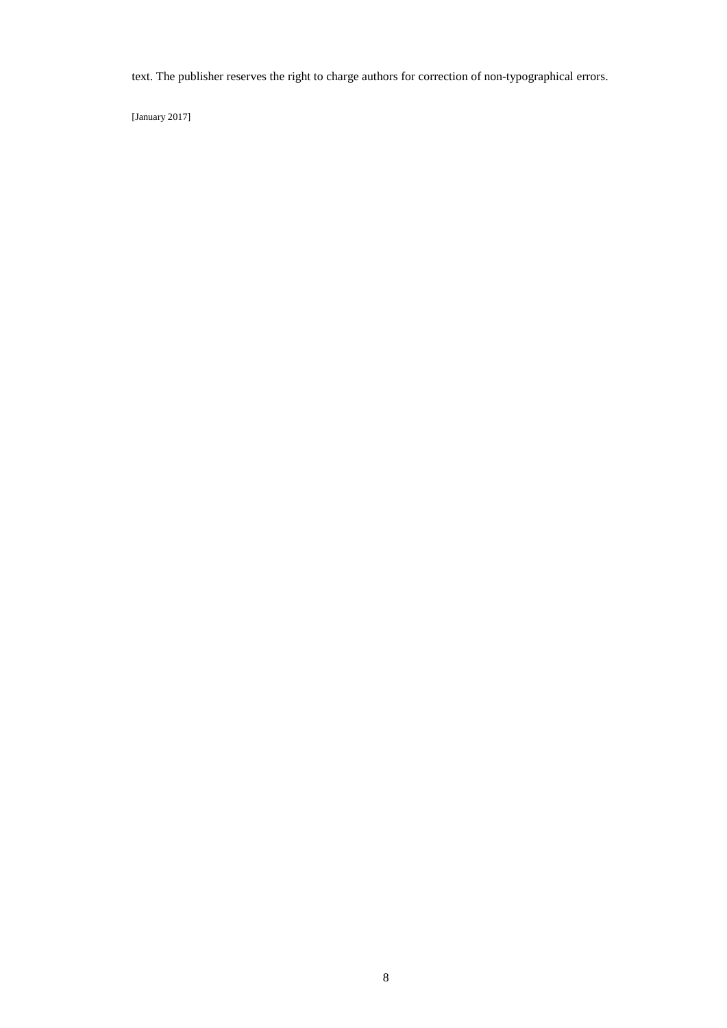text. The publisher reserves the right to charge authors for correction of non-typographical errors.

[January 2017]